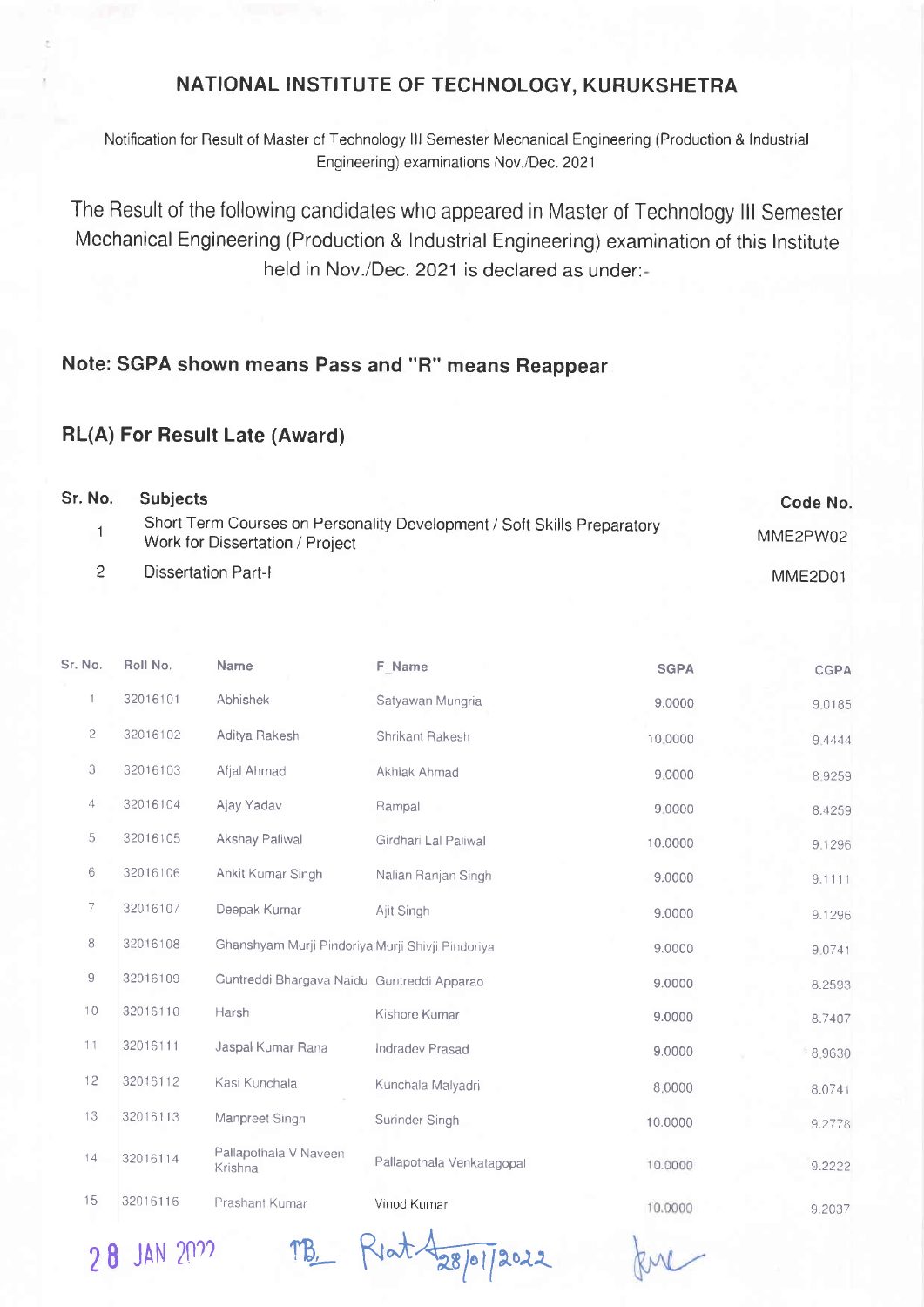# NATIONAL INSTITUTE OF TECHNOLOGY, KURUKSHETRA

Notification for Result of Master of Technology III Semester Mechanical Engineering (Production & Industrial Engineering) examinations Nov./Dec. 2021

The Result of the following candidates who appeared in Master of Technology III Semester Mechanical Engineering (Production & Industrial Engineering) examination of this Institute held in Nov./Dec. 2021 is declared as under:-

**Note: SGPA shown means Pass and "R" means Reappear**

**RL(A) For Result Late (Award)**

| Sr. No. | Subjects | Code No. |
|---|---|---|
| 1 | Short Term Courses on Personality Development / Soft Skills Preparatory Work for Dissertation / Project | MME2PW02 |
| 2 | Dissertation Part-I | MME2D01 |

| Sr. No. | Roll No. | Name | F_Name | SGPA | CGPA |
|---|---|---|---|---|---|
| 1 | 32016101 | Abhishek | Satyawan Mungria | 9.0000 | 9.0185 |
| 2 | 32016102 | Aditya Rakesh | Shrikant Rakesh | 10.0000 | 9.4444 |
| 3 | 32016103 | Afjal Ahmad | Akhlak Ahmad | 9.0000 | 8.9259 |
| 4 | 32016104 | Ajay Yadav | Rampal | 9.0000 | 8.4259 |
| 5 | 32016105 | Akshay Paliwal | Girdhari Lal Paliwal | 10.0000 | 9.1296 |
| 6 | 32016106 | Ankit Kumar Singh | Nalian Ranjan Singh | 9.0000 | 9.1111 |
| 7 | 32016107 | Deepak Kumar | Ajit Singh | 9.0000 | 9.1296 |
| 8 | 32016108 | Ghanshyam Murji Pindoriya | Murji Shivji Pindoriya | 9.0000 | 9.0741 |
| 9 | 32016109 | Guntreddi Bhargava Naidu | Guntreddi Apparao | 9.0000 | 8.2593 |
| 10 | 32016110 | Harsh | Kishore Kumar | 9.0000 | 8.7407 |
| 11 | 32016111 | Jaspal Kumar Rana | Indradev Prasad | 9.0000 | 8.9630 |
| 12 | 32016112 | Kasi Kunchala | Kunchala Malyadri | 8.0000 | 8.0741 |
| 13 | 32016113 | Manpreet Singh | Surinder Singh | 10.0000 | 9.2778 |
| 14 | 32016114 | Pallapothala V Naveen Krishna | Pallapothala Venkatagopal | 10.0000 | 9.2222 |
| 15 | 32016116 | Prashant Kumar | Vinod Kumar | 10.0000 | 9.2037 |

28 JAN 2022 TB Rat 28/01/2022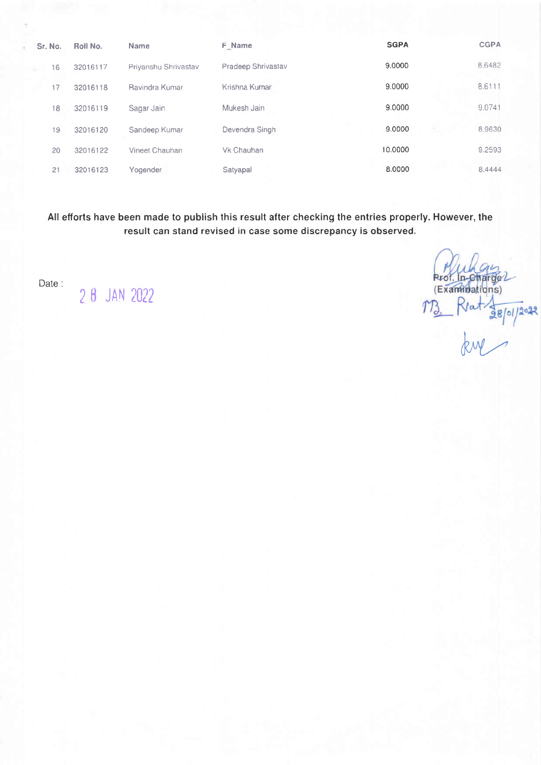| Sr. No. | Roll No. | Name | F_Name | SGPA | CGPA |
|---|---|---|---|---|---|
| 16 | 32016117 | Priyanshu Shrivastav | Pradeep Shrivastav | 9.0000 | 8.6482 |
| 17 | 32016118 | Ravindra Kumar | Krishna Kumar | 9.0000 | 8.6111 |
| 18 | 32016119 | Sagar Jain | Mukesh Jain | 9.0000 | 9.0741 |
| 19 | 32016120 | Sandeep Kumar | Devendra Singh | 9.0000 | 8.9630 |
| 20 | 32016122 | Vineet Chauhan | Vk Chauhan | 10.0000 | 9.2593 |
| 21 | 32016123 | Yogender | Satyapal | 8.0000 | 8.4444 |

**All efforts have been made to publish this result after checking the entries properly. However, the result can stand revised in case some discrepancy is observed.**

Date : 28 JAN 2022

Prof. In-Charge (Examinations)